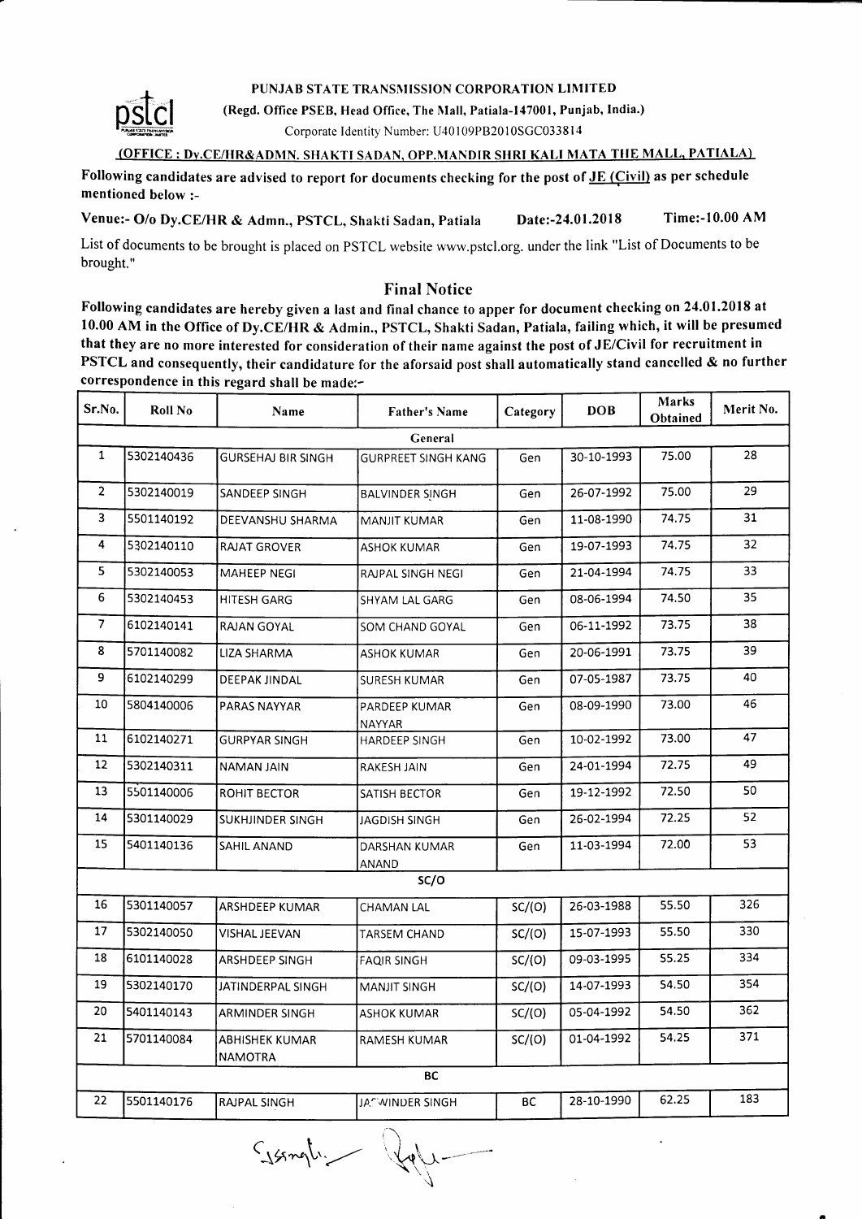PUNJAB STATE TRANSMISSION CORPORATION LIMITED

(Regd. Office PSEB, Head Office, The Mall, Patiala-147001, Punjab, India.)

Corporate Identity Number: U40109PB2010SGC033814

(OFFICE : Dy.CE/HR&ADMN. SHAKTI SADAN, OPP.MANDIR SHRI KALI MATA THE MALL, PATIALA)

**Following candidates are advised to report for documents checking for the post of JE (Civil) as per schedule mentioned below :-**

**Venue:- O/o Dy.CE/HR & Admn., PSTCL, Shakti Sadan, Patiala Date:-24.01.2018 Time:-10.00 AM**

List of documents to be brought is placed on PSTCL website www.pstcl.org. under the link "List of Documents to be brought."

## Final Notice

**Following candidates are hereby given a last and final chance to apper for document checking on 24.01.2018 at 10.00 AM in the Office of Dy.CE/HR & Admin., PSTCL, Shakti Sadan, Patiala, failing which, it will be presumed that they are no more interested for consideration of their name against the post of JE/Civil for recruitment in PSTCL and consequently, their candidature for the aforsaid post shall automatically stand cancelled & no further correspondence in this regard shall be made:-**

| Sr.No. | Roll No | Name | Father's Name | Category | DOB | Marks Obtained | Merit No. |
|---|---|---|---|---|---|---|---|
| | | | General | | | | |
| 1 | 5302140436 | GURSEHAJ BIR SINGH | GURPREET SINGH KANG | Gen | 30-10-1993 | 75.00 | 28 |
| 2 | 5302140019 | SANDEEP SINGH | BALVINDER SINGH | Gen | 26-07-1992 | 75.00 | 29 |
| 3 | 5501140192 | DEEVANSHU SHARMA | MANJIT KUMAR | Gen | 11-08-1990 | 74.75 | 31 |
| 4 | 5302140110 | RAJAT GROVER | ASHOK KUMAR | Gen | 19-07-1993 | 74.75 | 32 |
| 5 | 5302140053 | MAHEEP NEGI | RAJPAL SINGH NEGI | Gen | 21-04-1994 | 74.75 | 33 |
| 6 | 5302140453 | HITESH GARG | SHYAM LAL GARG | Gen | 08-06-1994 | 74.50 | 35 |
| 7 | 6102140141 | RAJAN GOYAL | SOM CHAND GOYAL | Gen | 06-11-1992 | 73.75 | 38 |
| 8 | 5701140082 | LIZA SHARMA | ASHOK KUMAR | Gen | 20-06-1991 | 73.75 | 39 |
| 9 | 6102140299 | DEEPAK JINDAL | SURESH KUMAR | Gen | 07-05-1987 | 73.75 | 40 |
| 10 | 5804140006 | PARAS NAYYAR | PARDEEP KUMAR NAYYAR | Gen | 08-09-1990 | 73.00 | 46 |
| 11 | 6102140271 | GURPYAR SINGH | HARDEEP SINGH | Gen | 10-02-1992 | 73.00 | 47 |
| 12 | 5302140311 | NAMAN JAIN | RAKESH JAIN | Gen | 24-01-1994 | 72.75 | 49 |
| 13 | 5501140006 | ROHIT BECTOR | SATISH BECTOR | Gen | 19-12-1992 | 72.50 | 50 |
| 14 | 5301140029 | SUKHJINDER SINGH | JAGDISH SINGH | Gen | 26-02-1994 | 72.25 | 52 |
| 15 | 5401140136 | SAHIL ANAND | DARSHAN KUMAR ANAND | Gen | 11-03-1994 | 72.00 | 53 |
| | | | SC/O | | | | |
| 16 | 5301140057 | ARSHDEEP KUMAR | CHAMAN LAL | SC/(O) | 26-03-1988 | 55.50 | 326 |
| 17 | 5302140050 | VISHAL JEEVAN | TARSEM CHAND | SC/(O) | 15-07-1993 | 55.50 | 330 |
| 18 | 6101140028 | ARSHDEEP SINGH | FAQIR SINGH | SC/(O) | 09-03-1995 | 55.25 | 334 |
| 19 | 5302140170 | JATINDERPAL SINGH | MANJIT SINGH | SC/(O) | 14-07-1993 | 54.50 | 354 |
| 20 | 5401140143 | ARMINDER SINGH | ASHOK KUMAR | SC/(O) | 05-04-1992 | 54.50 | 362 |
| 21 | 5701140084 | ABHISHEK KUMAR NAMOTRA | RAMESH KUMAR | SC/(O) | 01-04-1992 | 54.25 | 371 |
| | | | BC | | | | |
| 22 | 5501140176 | RAJPAL SINGH | JASWINDER SINGH | BC | 28-10-1990 | 62.25 | 183 |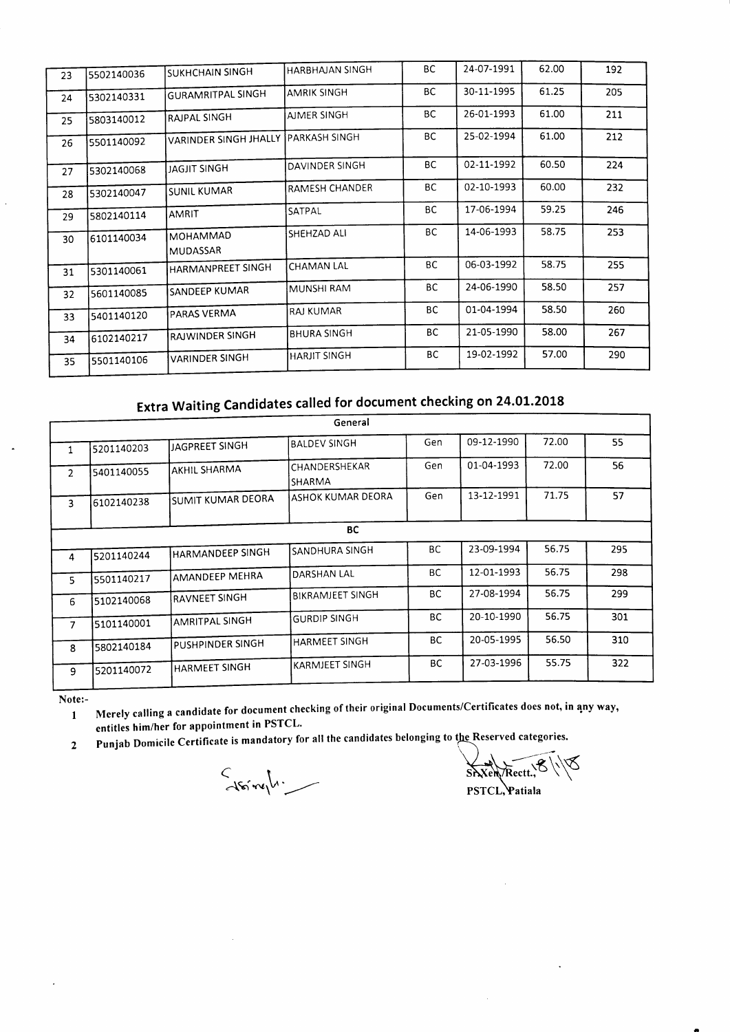| | | | | | | | |
|---|---|---|---|---|---|---|---|
| 23 | 5502140036 | SUKHCHAIN SINGH | HARBHAJAN SINGH | BC | 24-07-1991 | 62.00 | 192 |
| 24 | 5302140331 | GURAMRITPAL SINGH | AMRIK SINGH | BC | 30-11-1995 | 61.25 | 205 |
| 25 | 5803140012 | RAJPAL SINGH | AJMER SINGH | BC | 26-01-1993 | 61.00 | 211 |
| 26 | 5501140092 | VARINDER SINGH JHALLY | PARKASH SINGH | BC | 25-02-1994 | 61.00 | 212 |
| 27 | 5302140068 | JAGJIT SINGH | DAVINDER SINGH | BC | 02-11-1992 | 60.50 | 224 |
| 28 | 5302140047 | SUNIL KUMAR | RAMESH CHANDER | BC | 02-10-1993 | 60.00 | 232 |
| 29 | 5802140114 | AMRIT | SATPAL | BC | 17-06-1994 | 59.25 | 246 |
| 30 | 6101140034 | MOHAMMAD MUDASSAR | SHEHZAD ALI | BC | 14-06-1993 | 58.75 | 253 |
| 31 | 5301140061 | HARMANPREET SINGH | CHAMAN LAL | BC | 06-03-1992 | 58.75 | 255 |
| 32 | 5601140085 | SANDEEP KUMAR | MUNSHI RAM | BC | 24-06-1990 | 58.50 | 257 |
| 33 | 5401140120 | PARAS VERMA | RAJ KUMAR | BC | 01-04-1994 | 58.50 | 260 |
| 34 | 6102140217 | RAJWINDER SINGH | BHURA SINGH | BC | 21-05-1990 | 58.00 | 267 |
| 35 | 5501140106 | VARINDER SINGH | HARJIT SINGH | BC | 19-02-1992 | 57.00 | 290 |

## Extra Waiting Candidates called for document checking on 24.01.2018

| | | | | | | | |
|---|---|---|---|---|---|---|---|
| | | | General | | | | |
| 1 | 5201140203 | JAGPREET SINGH | BALDEV SINGH | Gen | 09-12-1990 | 72.00 | 55 |
| 2 | 5401140055 | AKHIL SHARMA | CHANDERSHEKAR SHARMA | Gen | 01-04-1993 | 72.00 | 56 |
| 3 | 6102140238 | SUMIT KUMAR DEORA | ASHOK KUMAR DEORA | Gen | 13-12-1991 | 71.75 | 57 |
| | | | BC | | | | |
| 4 | 5201140244 | HARMANDEEP SINGH | SANDHURA SINGH | BC | 23-09-1994 | 56.75 | 295 |
| 5 | 5501140217 | AMANDEEP MEHRA | DARSHAN LAL | BC | 12-01-1993 | 56.75 | 298 |
| 6 | 5102140068 | RAVNEET SINGH | BIKRAMJEET SINGH | BC | 27-08-1994 | 56.75 | 299 |
| 7 | 5101140001 | AMRITPAL SINGH | GURDIP SINGH | BC | 20-10-1990 | 56.75 | 301 |
| 8 | 5802140184 | PUSHPINDER SINGH | HARMEET SINGH | BC | 20-05-1995 | 56.50 | 310 |
| 9 | 5201140072 | HARMEET SINGH | KARMJEET SINGH | BC | 27-03-1996 | 55.75 | 322 |

**Note:-**

1. **Merely calling a candidate for document checking of their original Documents/Certificates does not, in any way, entitles him/her for appointment in PSTCL.**
2. **Punjab Domicile Certificate is mandatory for all the candidates belonging to the Reserved categories.**

Sr.Xen/Rectt., 18/1/18
**PSTCL, Patiala**